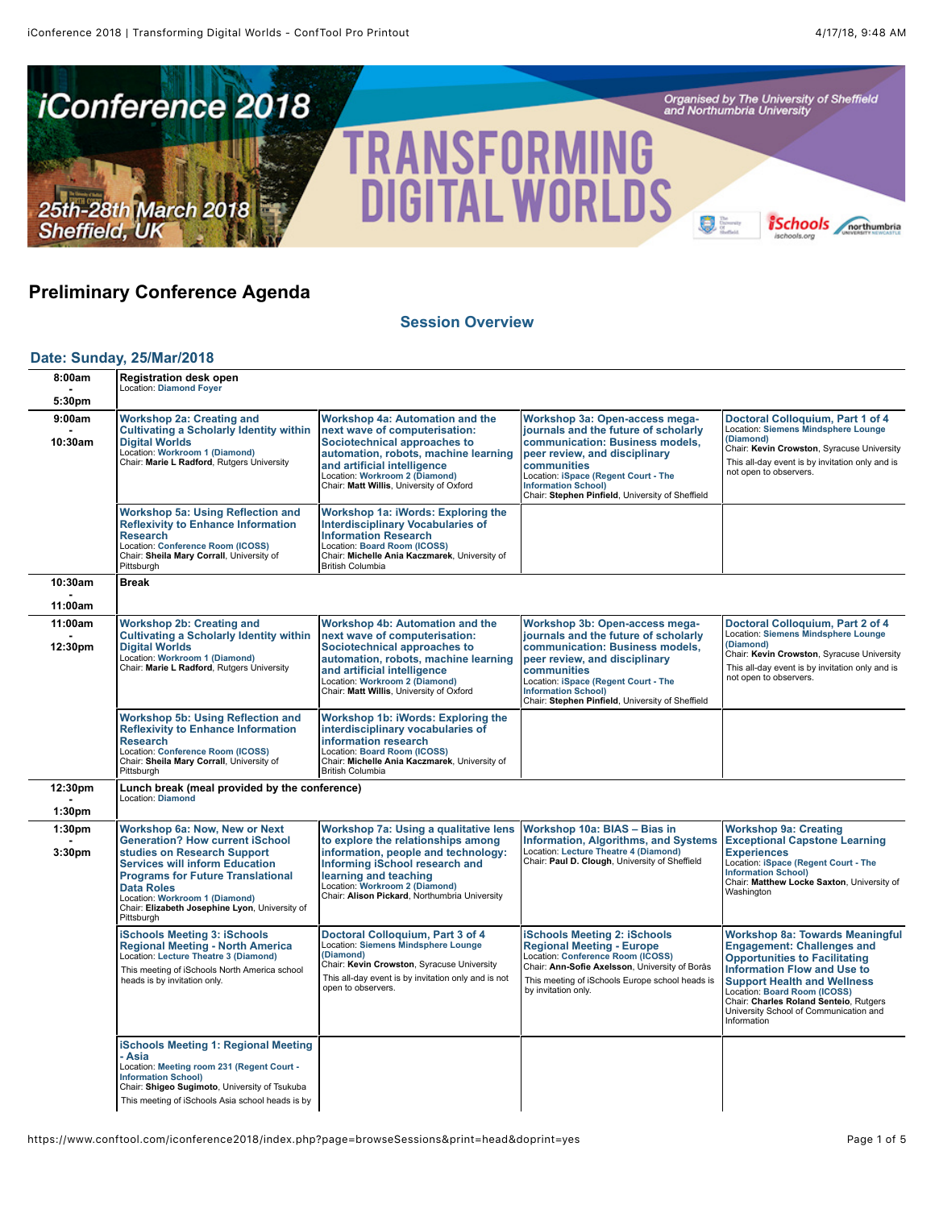# iConference 2018

## TRANSFORMING DIGITAL WORLDS

25th-28th March 2018
Sheffield, UK

Organised by The University of Sheffield and Northumbria University

# Preliminary Conference Agenda

## Session Overview

### Date: Sunday, 25/Mar/2018

| Time | | | | |
|---|---|---|---|---|
| 8:00am - 5:30pm | **Registration desk open**<br>Location: Diamond Foyer | | | |
| 9:00am - 10:30am | **Workshop 2a: Creating and Cultivating a Scholarly Identity within Digital Worlds**<br>Location: Workroom 1 (Diamond)<br>Chair: **Marie L Radford**, Rutgers University | **Workshop 4a: Automation and the next wave of computerisation: Sociotechnical approaches to automation, robots, machine learning and artificial intelligence**<br>Location: Workroom 2 (Diamond)<br>Chair: **Matt Willis**, University of Oxford | **Workshop 3a: Open-access mega-journals and the future of scholarly communication: Business models, peer review, and disciplinary communities**<br>Location: iSpace (Regent Court - The Information School)<br>Chair: **Stephen Pinfield**, University of Sheffield | **Doctoral Colloquium, Part 1 of 4**<br>Location: Siemens Mindsphere Lounge (Diamond)<br>Chair: **Kevin Crowston**, Syracuse University<br>This all-day event is by invitation only and is not open to observers. |
| | **Workshop 5a: Using Reflection and Reflexivity to Enhance Information Research**<br>Location: Conference Room (ICOSS)<br>Chair: **Sheila Mary Corrall**, University of Pittsburgh | **Workshop 1a: iWords: Exploring the Interdisciplinary Vocabularies of Information Research**<br>Location: Board Room (ICOSS)<br>Chair: **Michelle Ania Kaczmarek**, University of British Columbia | | |
| 10:30am - 11:00am | **Break** | | | |
| 11:00am - 12:30pm | **Workshop 2b: Creating and Cultivating a Scholarly Identity within Digital Worlds**<br>Location: Workroom 1 (Diamond)<br>Chair: **Marie L Radford**, Rutgers University | **Workshop 4b: Automation and the next wave of computerisation: Sociotechnical approaches to automation, robots, machine learning and artificial intelligence**<br>Location: Workroom 2 (Diamond)<br>Chair: **Matt Willis**, University of Oxford | **Workshop 3b: Open-access mega-journals and the future of scholarly communication: Business models, peer review, and disciplinary communities**<br>Location: iSpace (Regent Court - The Information School)<br>Chair: **Stephen Pinfield**, University of Sheffield | **Doctoral Colloquium, Part 2 of 4**<br>Location: Siemens Mindsphere Lounge (Diamond)<br>Chair: **Kevin Crowston**, Syracuse University<br>This all-day event is by invitation only and is not open to observers. |
| | **Workshop 5b: Using Reflection and Reflexivity to Enhance Information Research**<br>Location: Conference Room (ICOSS)<br>Chair: **Sheila Mary Corrall**, University of Pittsburgh | **Workshop 1b: iWords: Exploring the interdisciplinary vocabularies of information research**<br>Location: Board Room (ICOSS)<br>Chair: **Michelle Ania Kaczmarek**, University of British Columbia | | |
| 12:30pm - 1:30pm | **Lunch break (meal provided by the conference)**<br>Location: Diamond | | | |
| 1:30pm - 3:30pm | **Workshop 6a: Now, New or Next Generation? How current iSchool studies on Research Support Services will inform Education Programs for Future Translational Data Roles**<br>Location: Workroom 1 (Diamond)<br>Chair: **Elizabeth Josephine Lyon**, University of Pittsburgh | **Workshop 7a: Using a qualitative lens to explore the relationships among information, people and technology: Informing iSchool research and learning and teaching**<br>Location: Workroom 2 (Diamond)<br>Chair: **Alison Pickard**, Northumbria University | **Workshop 10a: BIAS – Bias in Information, Algorithms, and Systems**<br>Location: Lecture Theatre 4 (Diamond)<br>Chair: **Paul D. Clough**, University of Sheffield | **Workshop 9a: Creating Exceptional Capstone Learning Experiences**<br>Location: iSpace (Regent Court - The Information School)<br>Chair: **Matthew Locke Saxton**, University of Washington |
| | **iSchools Meeting 3: iSchools Regional Meeting - North America**<br>Location: Lecture Theatre 3 (Diamond)<br>This meeting of iSchools North America school heads is by invitation only. | **Doctoral Colloquium, Part 3 of 4**<br>Location: Siemens Mindsphere Lounge (Diamond)<br>Chair: **Kevin Crowston**, Syracuse University<br>This all-day event is by invitation only and is not open to observers. | **iSchools Meeting 2: iSchools Regional Meeting - Europe**<br>Location: Conference Room (ICOSS)<br>Chair: **Ann-Sofie Axelsson**, University of Borås<br>This meeting of iSchools Europe school heads is by invitation only. | **Workshop 8a: Towards Meaningful Engagement: Challenges and Opportunities to Facilitating Information Flow and Use to Support Health and Wellness**<br>Location: Board Room (ICOSS)<br>Chair: **Charles Roland Senteio**, Rutgers University School of Communication and Information |
| | **iSchools Meeting 1: Regional Meeting - Asia**<br>Location: Meeting room 231 (Regent Court - Information School)<br>Chair: **Shigeo Sugimoto**, University of Tsukuba<br>This meeting of iSchools Asia school heads is by | | | |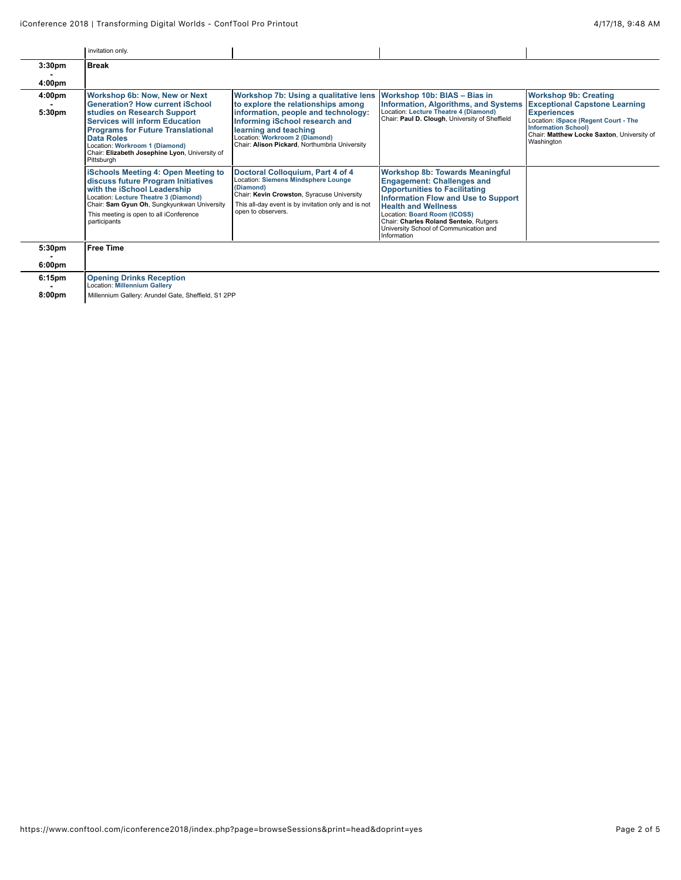| | | | | |
|---|---|---|---|---|
| | invitation only. | | | |
| 3:30pm - 4:00pm | **Break** | | | |
| 4:00pm - 5:30pm | **Workshop 6b: Now, New or Next Generation? How current iSchool studies on Research Support Services will inform Education Programs for Future Translational Data Roles**<br>Location: Workroom 1 (Diamond)<br>Chair: **Elizabeth Josephine Lyon**, University of Pittsburgh | **Workshop 7b: Using a qualitative lens to explore the relationships among information, people and technology: Informing iSchool research and learning and teaching**<br>Location: Workroom 2 (Diamond)<br>Chair: **Alison Pickard**, Northumbria University | **Workshop 10b: BIAS – Bias in Information, Algorithms, and Systems**<br>Location: Lecture Theatre 4 (Diamond)<br>Chair: **Paul D. Clough**, University of Sheffield | **Workshop 9b: Creating Exceptional Capstone Learning Experiences**<br>Location: iSpace (Regent Court - The Information School)<br>Chair: **Matthew Locke Saxton**, University of Washington |
| | **iSchools Meeting 4: Open Meeting to discuss future Program Initiatives with the iSchool Leadership**<br>Location: Lecture Theatre 3 (Diamond)<br>Chair: **Sam Gyun Oh**, Sungkyunkwan University<br>This meeting is open to all iConference participants | **Doctoral Colloquium, Part 4 of 4**<br>Location: Siemens Mindsphere Lounge (Diamond)<br>Chair: **Kevin Crowston**, Syracuse University<br>This all-day event is by invitation only and is not open to observers. | **Workshop 8b: Towards Meaningful Engagement: Challenges and Opportunities to Facilitating Information Flow and Use to Support Health and Wellness**<br>Location: Board Room (ICOSS)<br>Chair: **Charles Roland Senteio**, Rutgers University School of Communication and Information | |
| 5:30pm - 6:00pm | **Free Time** | | | |
| 6:15pm - 8:00pm | **Opening Drinks Reception**<br>Location: Millennium Gallery<br>Millennium Gallery: Arundel Gate, Sheffield, S1 2PP | | | |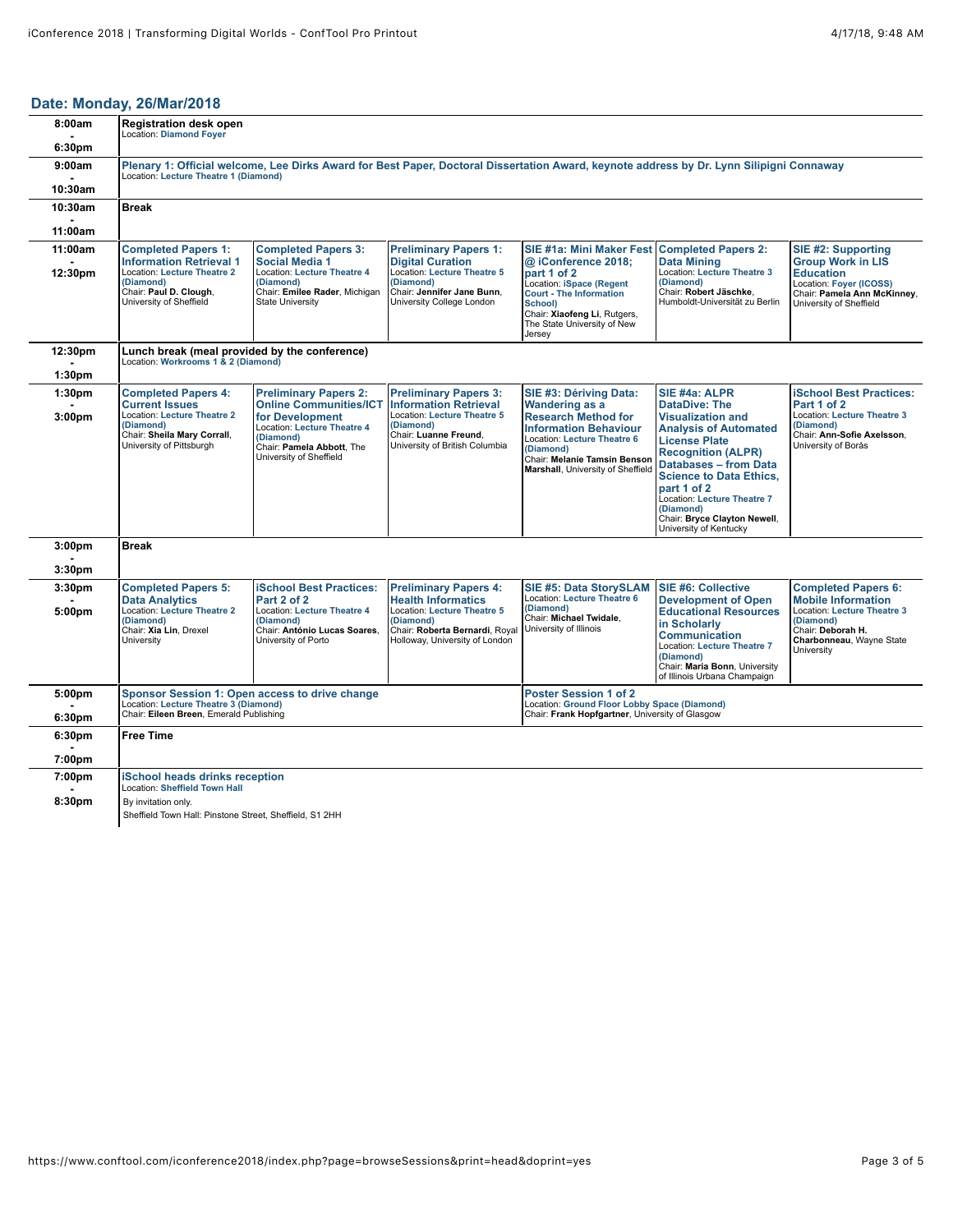## Date: Monday, 26/Mar/2018

| Time | Sessions | | | | | |
|---|---|---|---|---|---|---|
| 8:00am - 6:30pm | **Registration desk open**<br>Location: Diamond Foyer | | | | | |
| 9:00am - 10:30am | **Plenary 1: Official welcome, Lee Dirks Award for Best Paper, Doctoral Dissertation Award, keynote address by Dr. Lynn Silipigni Connaway**<br>Location: Lecture Theatre 1 (Diamond) | | | | | |
| 10:30am - 11:00am | **Break** | | | | | |
| 11:00am - 12:30pm | **Completed Papers 1: Information Retrieval 1**<br>Location: Lecture Theatre 2 (Diamond)<br>Chair: **Paul D. Clough**, University of Sheffield | **Completed Papers 3: Social Media 1**<br>Location: Lecture Theatre 4 (Diamond)<br>Chair: **Emilee Rader**, Michigan State University | **Preliminary Papers 1: Digital Curation**<br>Location: Lecture Theatre 5 (Diamond)<br>Chair: **Jennifer Jane Bunn**, University College London | **SIE #1a: Mini Maker Fest @ iConference 2018; part 1 of 2**<br>Location: iSpace (Regent Court - The Information School)<br>Chair: **Xiaofeng Li**, Rutgers, The State University of New Jersey | **Completed Papers 2: Data Mining**<br>Location: Lecture Theatre 3 (Diamond)<br>Chair: **Robert Jäschke**, Humboldt-Universität zu Berlin | **SIE #2: Supporting Group Work in LIS Education**<br>Location: Foyer (ICOSS)<br>Chair: **Pamela Ann McKinney**, University of Sheffield |
| 12:30pm - 1:30pm | **Lunch break (meal provided by the conference)**<br>Location: Workrooms 1 & 2 (Diamond) | | | | | |
| 1:30pm - 3:00pm | **Completed Papers 4: Current Issues**<br>Location: Lecture Theatre 2 (Diamond)<br>Chair: **Sheila Mary Corrall**, University of Pittsburgh | **Preliminary Papers 2: Online Communities/ICT for Development**<br>Location: Lecture Theatre 4 (Diamond)<br>Chair: **Pamela Abbott**, The University of Sheffield | **Preliminary Papers 3: Information Retrieval**<br>Location: Lecture Theatre 5 (Diamond)<br>Chair: **Luanne Freund**, University of British Columbia | **SIE #3: Dériving Data: Wandering as a Research Method for Information Behaviour**<br>Location: Lecture Theatre 6 (Diamond)<br>Chair: **Melanie Tamsin Benson Marshall**, University of Sheffield | **SIE #4a: ALPR DataDive: The Visualization and Analysis of Automated License Plate Recognition (ALPR) Databases – from Data Science to Data Ethics, part 1 of 2**<br>Location: Lecture Theatre 7 (Diamond)<br>Chair: **Bryce Clayton Newell**, University of Kentucky | **iSchool Best Practices: Part 1 of 2**<br>Location: Lecture Theatre 3 (Diamond)<br>Chair: **Ann-Sofie Axelsson**, University of Borås |
| 3:00pm - 3:30pm | **Break** | | | | | |
| 3:30pm - 5:00pm | **Completed Papers 5: Data Analytics**<br>Location: Lecture Theatre 2 (Diamond)<br>Chair: **Xia Lin**, Drexel University | **iSchool Best Practices: Part 2 of 2**<br>Location: Lecture Theatre 4 (Diamond)<br>Chair: **António Lucas Soares**, University of Porto | **Preliminary Papers 4: Health Informatics**<br>Location: Lecture Theatre 5 (Diamond)<br>Chair: **Roberta Bernardi**, Royal Holloway, University of London | **SIE #5: Data StorySLAM**<br>Location: Lecture Theatre 6 (Diamond)<br>Chair: **Michael Twidale**, University of Illinois | **SIE #6: Collective Development of Open Educational Resources in Scholarly Communication**<br>Location: Lecture Theatre 7 (Diamond)<br>Chair: **Maria Bonn**, University of Illinois Urbana Champaign | **Completed Papers 6: Mobile Information**<br>Location: Lecture Theatre 3 (Diamond)<br>Chair: **Deborah H. Charbonneau**, Wayne State University |
| 5:00pm - 6:30pm | **Sponsor Session 1: Open access to drive change**<br>Location: Lecture Theatre 3 (Diamond)<br>Chair: **Eileen Breen**, Emerald Publishing | | | **Poster Session 1 of 2**<br>Location: Ground Floor Lobby Space (Diamond)<br>Chair: **Frank Hopfgartner**, University of Glasgow | | |
| 6:30pm - 7:00pm | **Free Time** | | | | | |
| 7:00pm - 8:30pm | **iSchool heads drinks reception**<br>Location: Sheffield Town Hall<br>By invitation only.<br>Sheffield Town Hall: Pinstone Street, Sheffield, S1 2HH | | | | | |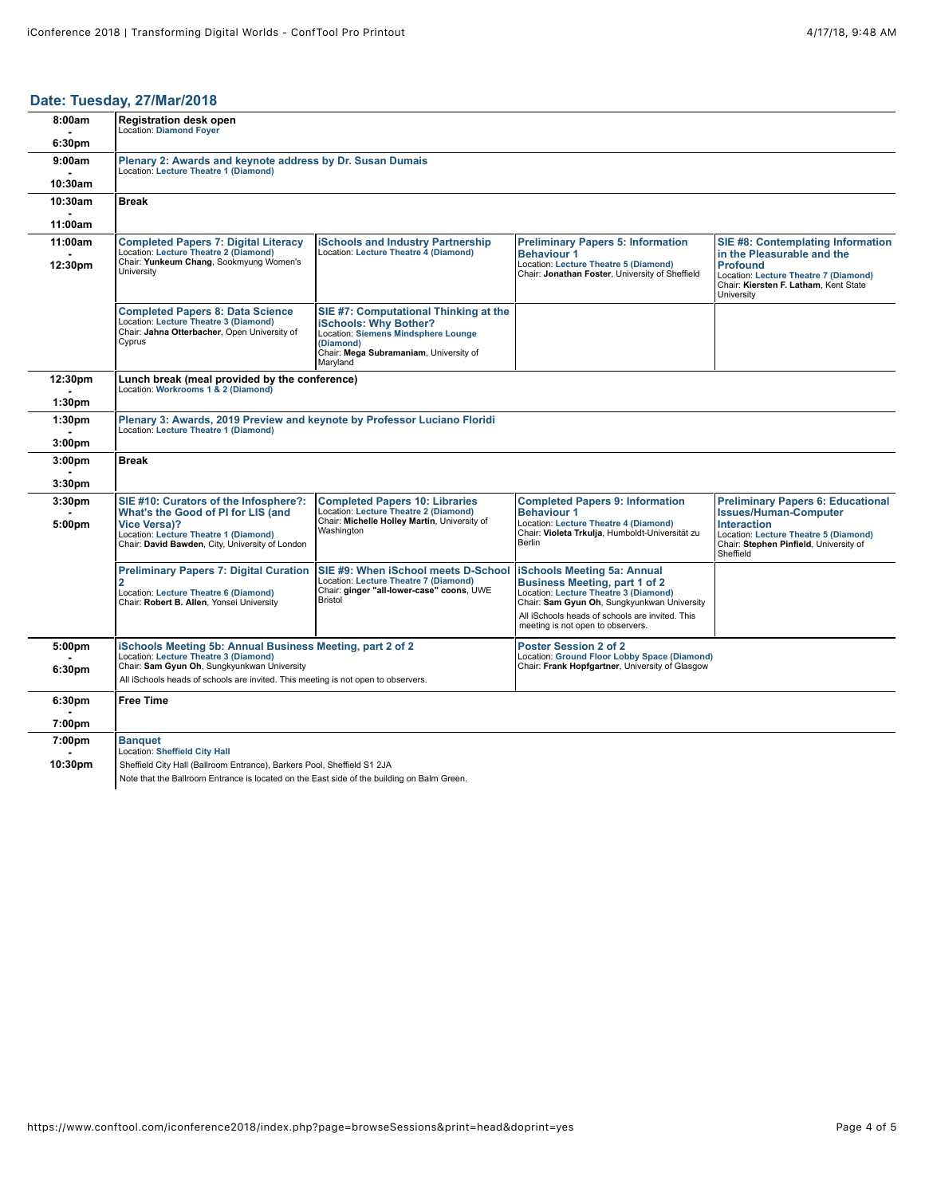## Date: Tuesday, 27/Mar/2018

| Time | Session | | | |
|---|---|---|---|---|
| 8:00am - 6:30pm | **Registration desk open**<br>Location: Diamond Foyer | | | |
| 9:00am - 10:30am | **Plenary 2: Awards and keynote address by Dr. Susan Dumais**<br>Location: Lecture Theatre 1 (Diamond) | | | |
| 10:30am - 11:00am | **Break** | | | |
| 11:00am - 12:30pm | **Completed Papers 7: Digital Literacy**<br>Location: Lecture Theatre 2 (Diamond)<br>Chair: **Yunkeum Chang**, Sookmyung Women's University | **iSchools and Industry Partnership**<br>Location: Lecture Theatre 4 (Diamond) | **Preliminary Papers 5: Information Behaviour 1**<br>Location: Lecture Theatre 5 (Diamond)<br>Chair: **Jonathan Foster**, University of Sheffield | **SIE #8: Contemplating Information in the Pleasurable and the Profound**<br>Location: Lecture Theatre 7 (Diamond)<br>Chair: **Kiersten F. Latham**, Kent State University |
| | **Completed Papers 8: Data Science**<br>Location: Lecture Theatre 3 (Diamond)<br>Chair: **Jahna Otterbacher**, Open University of Cyprus | **SIE #7: Computational Thinking at the iSchools: Why Bother?**<br>Location: Siemens Mindsphere Lounge (Diamond)<br>Chair: **Mega Subramaniam**, University of Maryland | | |
| 12:30pm - 1:30pm | **Lunch break (meal provided by the conference)**<br>Location: Workrooms 1 & 2 (Diamond) | | | |
| 1:30pm - 3:00pm | **Plenary 3: Awards, 2019 Preview and keynote by Professor Luciano Floridi**<br>Location: Lecture Theatre 1 (Diamond) | | | |
| 3:00pm - 3:30pm | **Break** | | | |
| 3:30pm - 5:00pm | **SIE #10: Curators of the Infosphere?: What's the Good of PI for LIS (and Vice Versa)?**<br>Location: Lecture Theatre 1 (Diamond)<br>Chair: **David Bawden**, City, University of London | **Completed Papers 10: Libraries**<br>Location: Lecture Theatre 2 (Diamond)<br>Chair: **Michelle Holley Martin**, University of Washington | **Completed Papers 9: Information Behaviour 1**<br>Location: Lecture Theatre 4 (Diamond)<br>Chair: **Violeta Trkulja**, Humboldt-Universität zu Berlin | **Preliminary Papers 6: Educational Issues/Human-Computer Interaction**<br>Location: Lecture Theatre 5 (Diamond)<br>Chair: **Stephen Pinfield**, University of Sheffield |
| | **Preliminary Papers 7: Digital Curation 2**<br>Location: Lecture Theatre 6 (Diamond)<br>Chair: **Robert B. Allen**, Yonsei University | **SIE #9: When iSchool meets D-School**<br>Location: Lecture Theatre 7 (Diamond)<br>Chair: **ginger "all-lower-case" coons**, UWE Bristol | **iSchools Meeting 5a: Annual Business Meeting, part 1 of 2**<br>Location: Lecture Theatre 3 (Diamond)<br>Chair: **Sam Gyun Oh**, Sungkyunkwan University<br>All iSchools heads of schools are invited. This meeting is not open to observers. | |
| 5:00pm - 6:30pm | **iSchools Meeting 5b: Annual Business Meeting, part 2 of 2**<br>Location: Lecture Theatre 3 (Diamond)<br>Chair: **Sam Gyun Oh**, Sungkyunkwan University<br>All iSchools heads of schools are invited. This meeting is not open to observers. | | **Poster Session 2 of 2**<br>Location: Ground Floor Lobby Space (Diamond)<br>Chair: **Frank Hopfgartner**, University of Glasgow | |
| 6:30pm - 7:00pm | **Free Time** | | | |
| 7:00pm - 10:30pm | **Banquet**<br>Location: Sheffield City Hall<br>Sheffield City Hall (Ballroom Entrance), Barkers Pool, Sheffield S1 2JA<br>Note that the Ballroom Entrance is located on the East side of the building on Balm Green. | | | |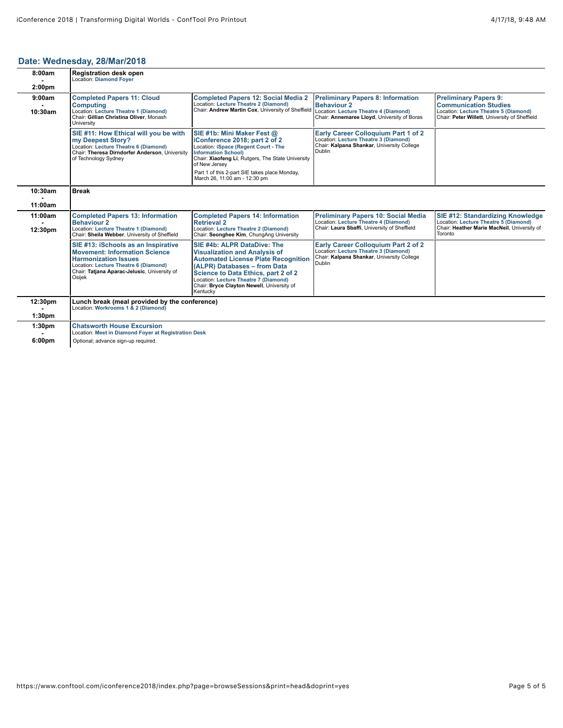## Date: Wednesday, 28/Mar/2018

| | | | | |
|---|---|---|---|---|
| 8:00am - 2:00pm | **Registration desk open**<br>Location: Diamond Foyer | | | |
| 9:00am - 10:30am | **Completed Papers 11: Cloud Computing**<br>Location: Lecture Theatre 1 (Diamond)<br>Chair: **Gillian Christina Oliver**, Monash University | **Completed Papers 12: Social Media 2**<br>Location: Lecture Theatre 2 (Diamond)<br>Chair: **Andrew Martin Cox**, University of Sheffield | **Preliminary Papers 8: Information Behaviour 2**<br>Location: Lecture Theatre 4 (Diamond)<br>Chair: **Annemaree Lloyd**, University of Boras | **Preliminary Papers 9: Communication Studies**<br>Location: Lecture Theatre 5 (Diamond)<br>Chair: **Peter Willett**, University of Sheffield |
| | **SIE #11: How Ethical will you be with my Deepest Story?**<br>Location: Lecture Theatre 6 (Diamond)<br>Chair: **Theresa Dirndorfer Anderson**, University of Technology Sydney | **SIE #1b: Mini Maker Fest @ iConference 2018; part 2 of 2**<br>Location: iSpace (Regent Court - The Information School)<br>Chair: **Xiaofeng Li**, Rutgers, The State University of New Jersey<br>Part 1 of this 2-part SIE takes place Monday, March 26, 11:00 am - 12:30 pm | **Early Career Colloquium Part 1 of 2**<br>Location: Lecture Theatre 3 (Diamond)<br>Chair: **Kalpana Shankar**, University College Dublin | |
| 10:30am - 11:00am | **Break** | | | |
| 11:00am - 12:30pm | **Completed Papers 13: Information Behaviour 2**<br>Location: Lecture Theatre 1 (Diamond)<br>Chair: **Sheila Webber**, University of Sheffield | **Completed Papers 14: Information Retrieval 2**<br>Location: Lecture Theatre 2 (Diamond)<br>Chair: **Seonghee Kim**, ChungAng University | **Preliminary Papers 10: Social Media**<br>Location: Lecture Theatre 4 (Diamond)<br>Chair: **Laura Sbaffi**, University of Sheffield | **SIE #12: Standardizing Knowledge**<br>Location: Lecture Theatre 5 (Diamond)<br>Chair: **Heather Marie MacNeil**, University of Toronto |
| | **SIE #13: iSchools as an Inspirative Movement: Information Science Harmonization Issues**<br>Location: Lecture Theatre 6 (Diamond)<br>Chair: **Tatjana Aparac-Jelusic**, University of Osijek | **SIE #4b: ALPR DataDive: The Visualization and Analysis of Automated License Plate Recognition (ALPR) Databases – from Data Science to Data Ethics, part 2 of 2**<br>Location: Lecture Theatre 7 (Diamond)<br>Chair: **Bryce Clayton Newell**, University of Kentucky | **Early Career Colloquium Part 2 of 2**<br>Location: Lecture Theatre 3 (Diamond)<br>Chair: **Kalpana Shankar**, University College Dublin | |
| 12:30pm - 1:30pm | **Lunch break (meal provided by the conference)**<br>Location: Workrooms 1 & 2 (Diamond) | | | |
| 1:30pm - 6:00pm | **Chatsworth House Excursion**<br>Location: Meet in Diamond Foyer at Registration Desk<br>Optional; advance sign-up required. | | | |